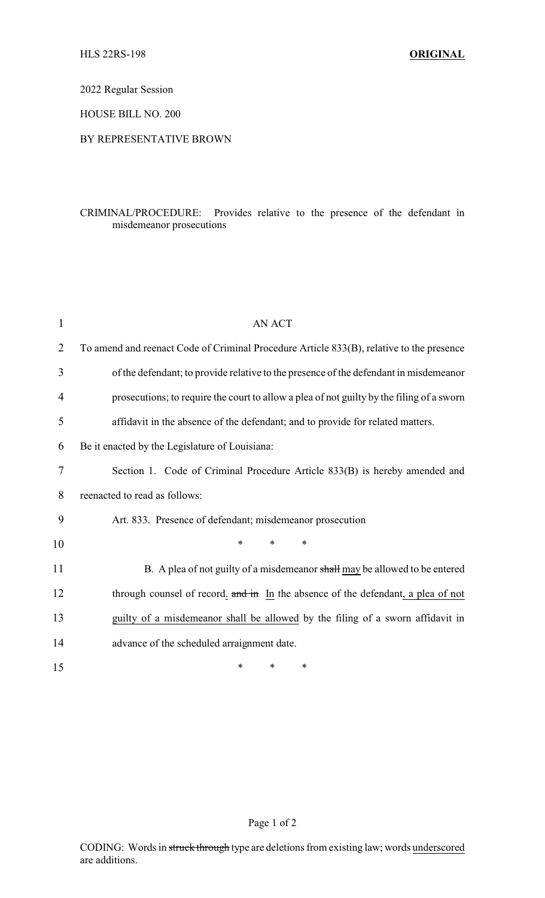HLS 22RS-198 **ORIGINAL**

2022 Regular Session

HOUSE BILL NO. 200

BY REPRESENTATIVE BROWN

CRIMINAL/PROCEDURE: Provides relative to the presence of the defendant in misdemeanor prosecutions

AN ACT

To amend and reenact Code of Criminal Procedure Article 833(B), relative to the presence of the defendant; to provide relative to the presence of the defendant in misdemeanor prosecutions; to require the court to allow a plea of not guilty by the filing of a sworn affidavit in the absence of the defendant; and to provide for related matters.

Be it enacted by the Legislature of Louisiana:

Section 1. Code of Criminal Procedure Article 833(B) is hereby amended and reenacted to read as follows:

Art. 833. Presence of defendant; misdemeanor prosecution

\* \* \*

B. A plea of not guilty of a misdemeanor ~~shall~~ <u>may</u> be allowed to be entered through counsel of record<u>.</u> ~~and in~~ <u>In</u> the absence of the defendant<u>, a plea of not guilty of a misdemeanor shall be allowed</u> by the filing of a sworn affidavit in advance of the scheduled arraignment date.

\* \* \*

CODING: Words in ~~struck through~~ type are deletions from existing law; words <u>underscored</u> are additions.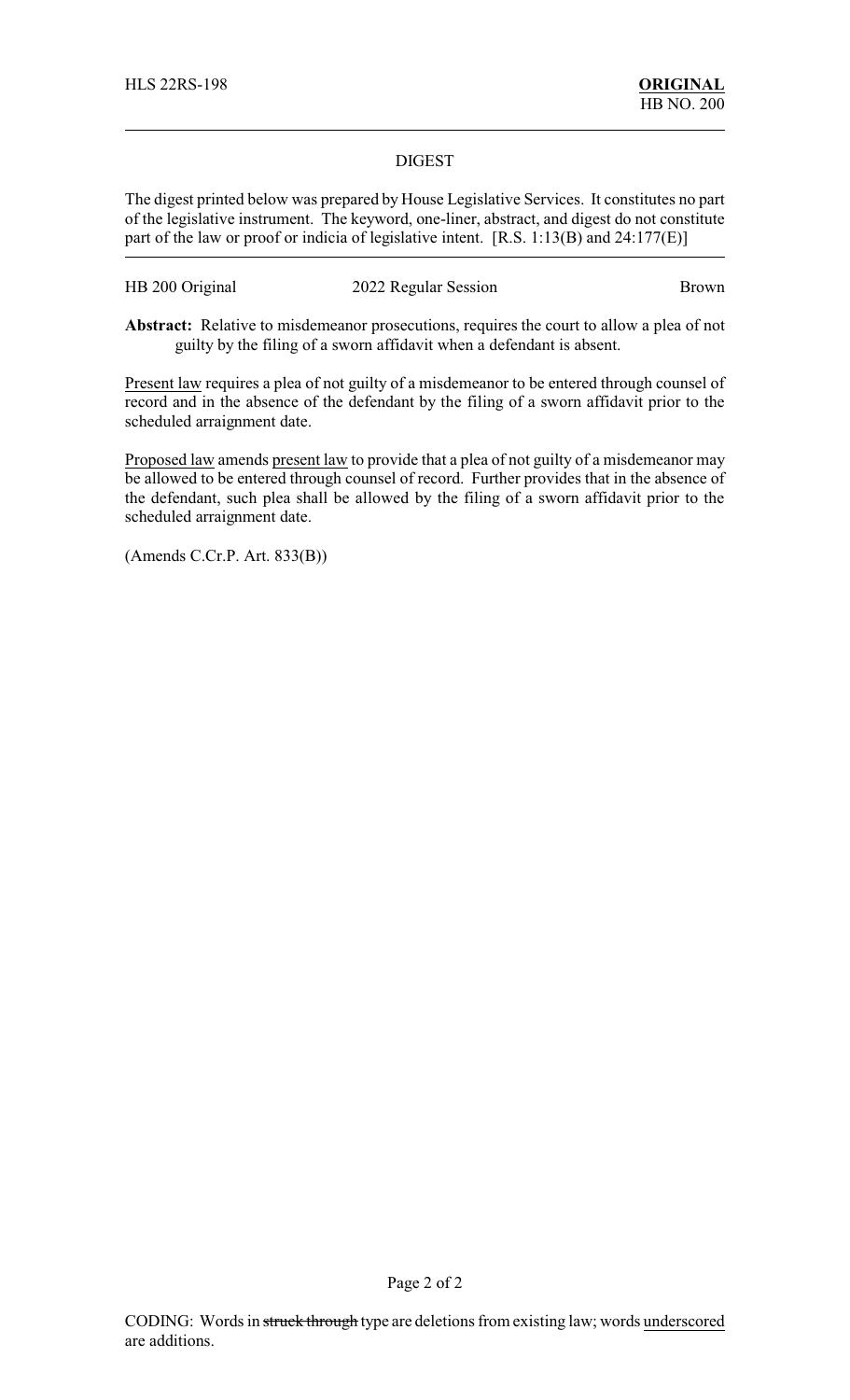HLS 22RS-198 **ORIGINAL**
HB NO. 200

## DIGEST

The digest printed below was prepared by House Legislative Services. It constitutes no part of the legislative instrument. The keyword, one-liner, abstract, and digest do not constitute part of the law or proof or indicia of legislative intent. [R.S. 1:13(B) and 24:177(E)]

HB 200 Original 2022 Regular Session Brown

**Abstract:** Relative to misdemeanor prosecutions, requires the court to allow a plea of not guilty by the filing of a sworn affidavit when a defendant is absent.

Present law requires a plea of not guilty of a misdemeanor to be entered through counsel of record and in the absence of the defendant by the filing of a sworn affidavit prior to the scheduled arraignment date.

Proposed law amends present law to provide that a plea of not guilty of a misdemeanor may be allowed to be entered through counsel of record. Further provides that in the absence of the defendant, such plea shall be allowed by the filing of a sworn affidavit prior to the scheduled arraignment date.

(Amends C.Cr.P. Art. 833(B))

CODING: Words in ~~struck through~~ type are deletions from existing law; words underscored are additions.